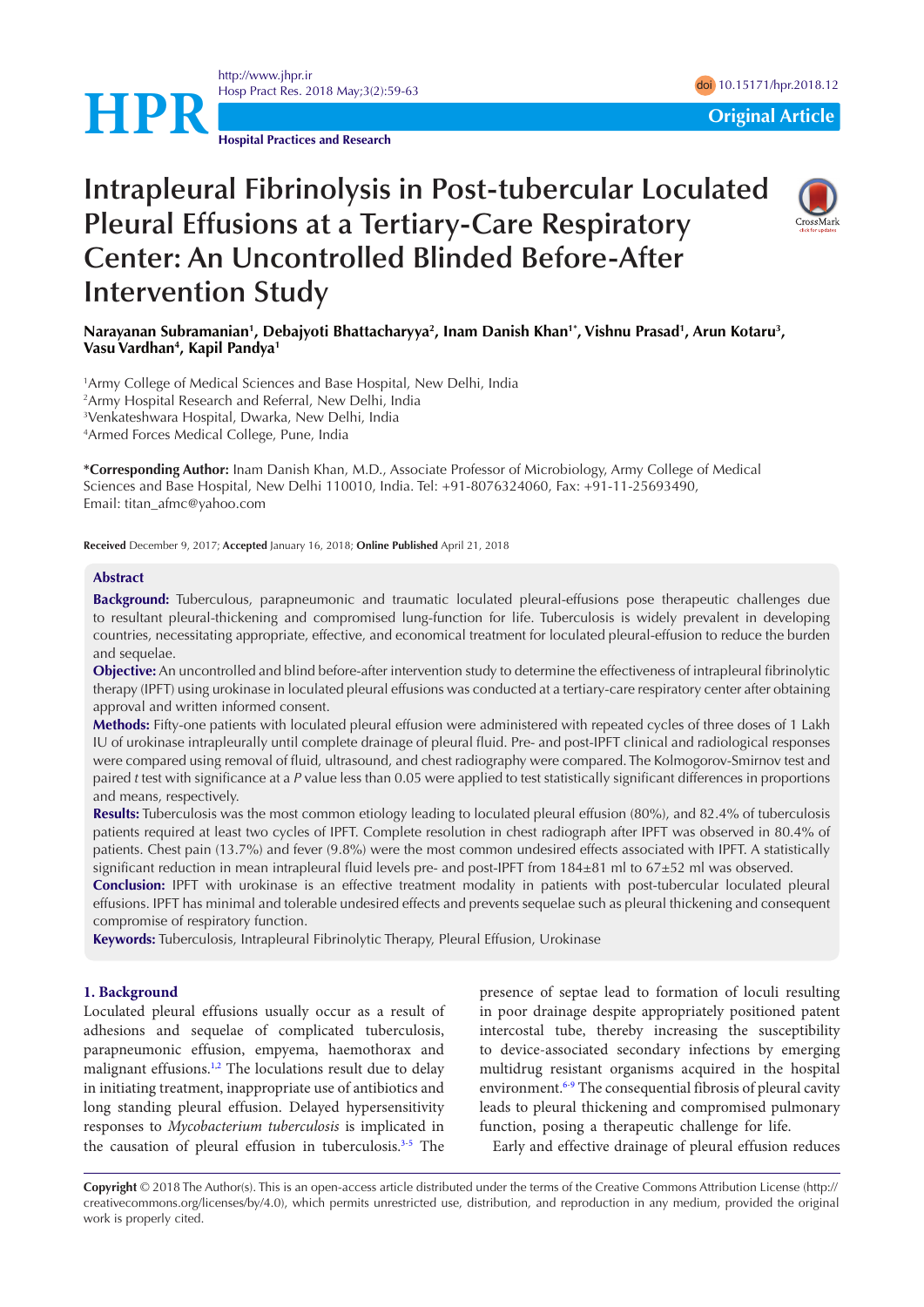# Intrapleural Fibrinolysis in Post-tubercular Loculated Pleural Effusions at a Tertiary-Care Respiratory Center: An Uncontrolled Blinded Before-After Intervention Study

**Narayanan Subramanian[1], Debajyoti Bhattacharyya[2], Inam Danish Khan[1*], Vishnu Prasad[1], Arun Kotaru[3], Vasu Vardhan[4], Kapil Pandya[1]**

[1]Army College of Medical Sciences and Base Hospital, New Delhi, India
[2]Army Hospital Research and Referral, New Delhi, India
[3]Venkateshwara Hospital, Dwarka, New Delhi, India
[4]Armed Forces Medical College, Pune, India

**\*Corresponding Author:** Inam Danish Khan, M.D., Associate Professor of Microbiology, Army College of Medical Sciences and Base Hospital, New Delhi 110010, India. Tel: +91-8076324060, Fax: +91-11-25693490, Email: titan_afmc@yahoo.com

**Received** December 9, 2017; **Accepted** January 16, 2018; **Online Published** April 21, 2018

## Abstract

**Background:** Tuberculous, parapneumonic and traumatic loculated pleural-effusions pose therapeutic challenges due to resultant pleural-thickening and compromised lung-function for life. Tuberculosis is widely prevalent in developing countries, necessitating appropriate, effective, and economical treatment for loculated pleural-effusion to reduce the burden and sequelae.

**Objective:** An uncontrolled and blind before-after intervention study to determine the effectiveness of intrapleural fibrinolytic therapy (IPFT) using urokinase in loculated pleural effusions was conducted at a tertiary-care respiratory center after obtaining approval and written informed consent.

**Methods:** Fifty-one patients with loculated pleural effusion were administered with repeated cycles of three doses of 1 Lakh IU of urokinase intrapleurally until complete drainage of pleural fluid. Pre- and post-IPFT clinical and radiological responses were compared using removal of fluid, ultrasound, and chest radiography were compared. The Kolmogorov-Smirnov test and paired *t* test with significance at a *P* value less than 0.05 were applied to test statistically significant differences in proportions and means, respectively.

**Results:** Tuberculosis was the most common etiology leading to loculated pleural effusion (80%), and 82.4% of tuberculosis patients required at least two cycles of IPFT. Complete resolution in chest radiograph after IPFT was observed in 80.4% of patients. Chest pain (13.7%) and fever (9.8%) were the most common undesired effects associated with IPFT. A statistically significant reduction in mean intrapleural fluid levels pre- and post-IPFT from 184±81 ml to 67±52 ml was observed.

**Conclusion:** IPFT with urokinase is an effective treatment modality in patients with post-tubercular loculated pleural effusions. IPFT has minimal and tolerable undesired effects and prevents sequelae such as pleural thickening and consequent compromise of respiratory function.

**Keywords:** Tuberculosis, Intrapleural Fibrinolytic Therapy, Pleural Effusion, Urokinase

## 1. Background

Loculated pleural effusions usually occur as a result of adhesions and sequelae of complicated tuberculosis, parapneumonic effusion, empyema, haemothorax and malignant effusions.[1,2] The loculations result due to delay in initiating treatment, inappropriate use of antibiotics and long standing pleural effusion. Delayed hypersensitivity responses to *Mycobacterium tuberculosis* is implicated in the causation of pleural effusion in tuberculosis.[3-5] The presence of septae lead to formation of loculi resulting in poor drainage despite appropriately positioned patent intercostal tube, thereby increasing the susceptibility to device-associated secondary infections by emerging multidrug resistant organisms acquired in the hospital environment.[6-9] The consequential fibrosis of pleural cavity leads to pleural thickening and compromised pulmonary function, posing a therapeutic challenge for life.

Early and effective drainage of pleural effusion reduces

**Copyright** © 2018 The Author(s). This is an open-access article distributed under the terms of the Creative Commons Attribution License (http://creativecommons.org/licenses/by/4.0), which permits unrestricted use, distribution, and reproduction in any medium, provided the original work is properly cited.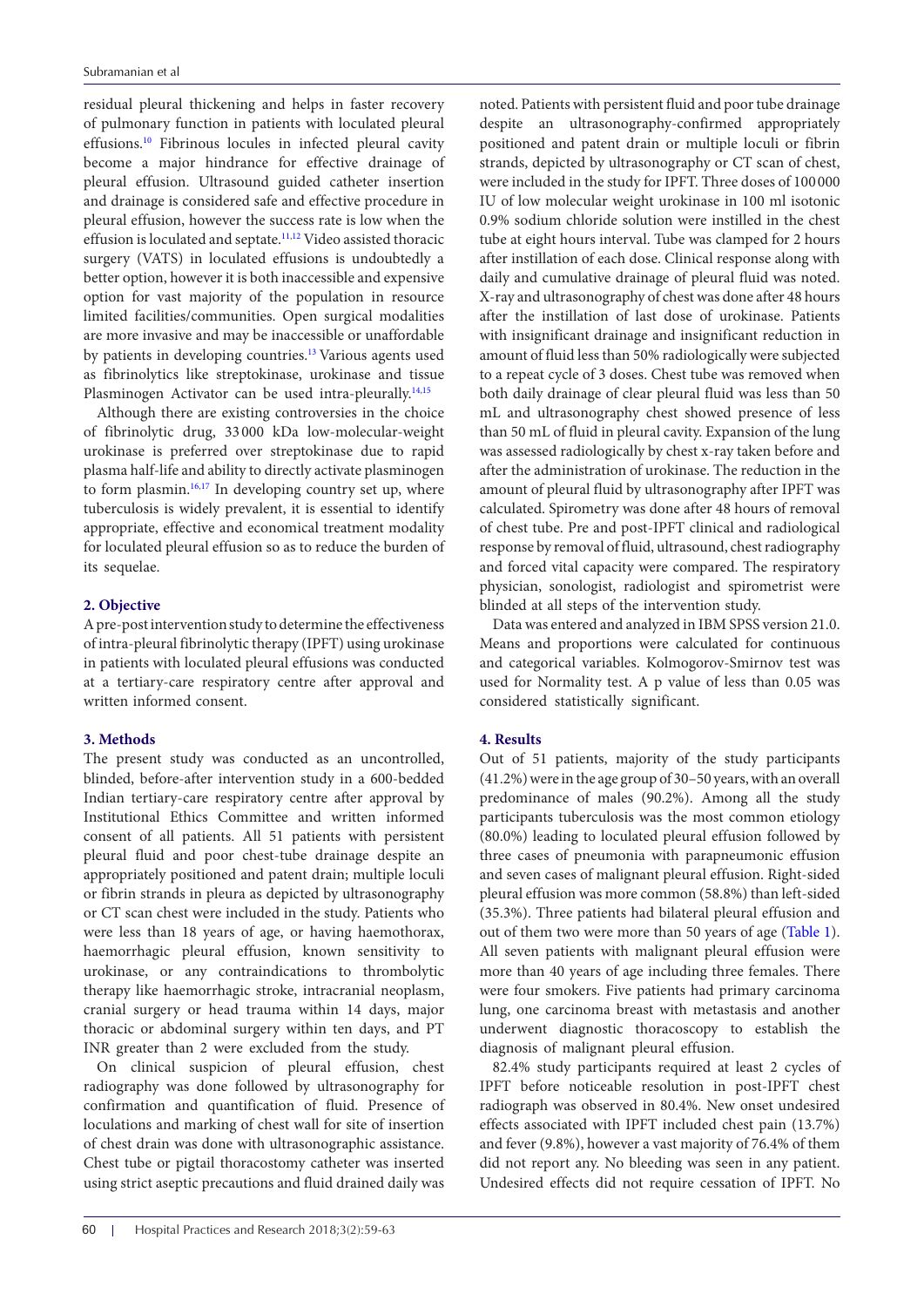residual pleural thickening and helps in faster recovery of pulmonary function in patients with loculated pleural effusions.[10] Fibrinous locules in infected pleural cavity become a major hindrance for effective drainage of pleural effusion. Ultrasound guided catheter insertion and drainage is considered safe and effective procedure in pleural effusion, however the success rate is low when the effusion is loculated and septate.[11,12] Video assisted thoracic surgery (VATS) in loculated effusions is undoubtedly a better option, however it is both inaccessible and expensive option for vast majority of the population in resource limited facilities/communities. Open surgical modalities are more invasive and may be inaccessible or unaffordable by patients in developing countries.[13] Various agents used as fibrinolytics like streptokinase, urokinase and tissue Plasminogen Activator can be used intra-pleurally.[14,15]

Although there are existing controversies in the choice of fibrinolytic drug, 33 000 kDa low-molecular-weight urokinase is preferred over streptokinase due to rapid plasma half-life and ability to directly activate plasminogen to form plasmin.[16,17] In developing country set up, where tuberculosis is widely prevalent, it is essential to identify appropriate, effective and economical treatment modality for loculated pleural effusion so as to reduce the burden of its sequelae.

## 2. Objective

A pre-post intervention study to determine the effectiveness of intra-pleural fibrinolytic therapy (IPFT) using urokinase in patients with loculated pleural effusions was conducted at a tertiary-care respiratory centre after approval and written informed consent.

## 3. Methods

The present study was conducted as an uncontrolled, blinded, before-after intervention study in a 600-bedded Indian tertiary-care respiratory centre after approval by Institutional Ethics Committee and written informed consent of all patients. All 51 patients with persistent pleural fluid and poor chest-tube drainage despite an appropriately positioned and patent drain; multiple loculi or fibrin strands in pleura as depicted by ultrasonography or CT scan chest were included in the study. Patients who were less than 18 years of age, or having haemothorax, haemorrhagic pleural effusion, known sensitivity to urokinase, or any contraindications to thrombolytic therapy like haemorrhagic stroke, intracranial neoplasm, cranial surgery or head trauma within 14 days, major thoracic or abdominal surgery within ten days, and PT INR greater than 2 were excluded from the study.

On clinical suspicion of pleural effusion, chest radiography was done followed by ultrasonography for confirmation and quantification of fluid. Presence of loculations and marking of chest wall for site of insertion of chest drain was done with ultrasonographic assistance. Chest tube or pigtail thoracostomy catheter was inserted using strict aseptic precautions and fluid drained daily was noted. Patients with persistent fluid and poor tube drainage despite an ultrasonography-confirmed appropriately positioned and patent drain or multiple loculi or fibrin strands, depicted by ultrasonography or CT scan of chest, were included in the study for IPFT. Three doses of 100 000 IU of low molecular weight urokinase in 100 ml isotonic 0.9% sodium chloride solution were instilled in the chest tube at eight hours interval. Tube was clamped for 2 hours after instillation of each dose. Clinical response along with daily and cumulative drainage of pleural fluid was noted. X-ray and ultrasonography of chest was done after 48 hours after the instillation of last dose of urokinase. Patients with insignificant drainage and insignificant reduction in amount of fluid less than 50% radiologically were subjected to a repeat cycle of 3 doses. Chest tube was removed when both daily drainage of clear pleural fluid was less than 50 mL and ultrasonography chest showed presence of less than 50 mL of fluid in pleural cavity. Expansion of the lung was assessed radiologically by chest x-ray taken before and after the administration of urokinase. The reduction in the amount of pleural fluid by ultrasonography after IPFT was calculated. Spirometry was done after 48 hours of removal of chest tube. Pre and post-IPFT clinical and radiological response by removal of fluid, ultrasound, chest radiography and forced vital capacity were compared. The respiratory physician, sonologist, radiologist and spirometrist were blinded at all steps of the intervention study.

Data was entered and analyzed in IBM SPSS version 21.0. Means and proportions were calculated for continuous and categorical variables. Kolmogorov-Smirnov test was used for Normality test. A p value of less than 0.05 was considered statistically significant.

## 4. Results

Out of 51 patients, majority of the study participants (41.2%) were in the age group of 30–50 years, with an overall predominance of males (90.2%). Among all the study participants tuberculosis was the most common etiology (80.0%) leading to loculated pleural effusion followed by three cases of pneumonia with parapneumonic effusion and seven cases of malignant pleural effusion. Right-sided pleural effusion was more common (58.8%) than left-sided (35.3%). Three patients had bilateral pleural effusion and out of them two were more than 50 years of age (Table 1). All seven patients with malignant pleural effusion were more than 40 years of age including three females. There were four smokers. Five patients had primary carcinoma lung, one carcinoma breast with metastasis and another underwent diagnostic thoracoscopy to establish the diagnosis of malignant pleural effusion.

82.4% study participants required at least 2 cycles of IPFT before noticeable resolution in post-IPFT chest radiograph was observed in 80.4%. New onset undesired effects associated with IPFT included chest pain (13.7%) and fever (9.8%), however a vast majority of 76.4% of them did not report any. No bleeding was seen in any patient. Undesired effects did not require cessation of IPFT. No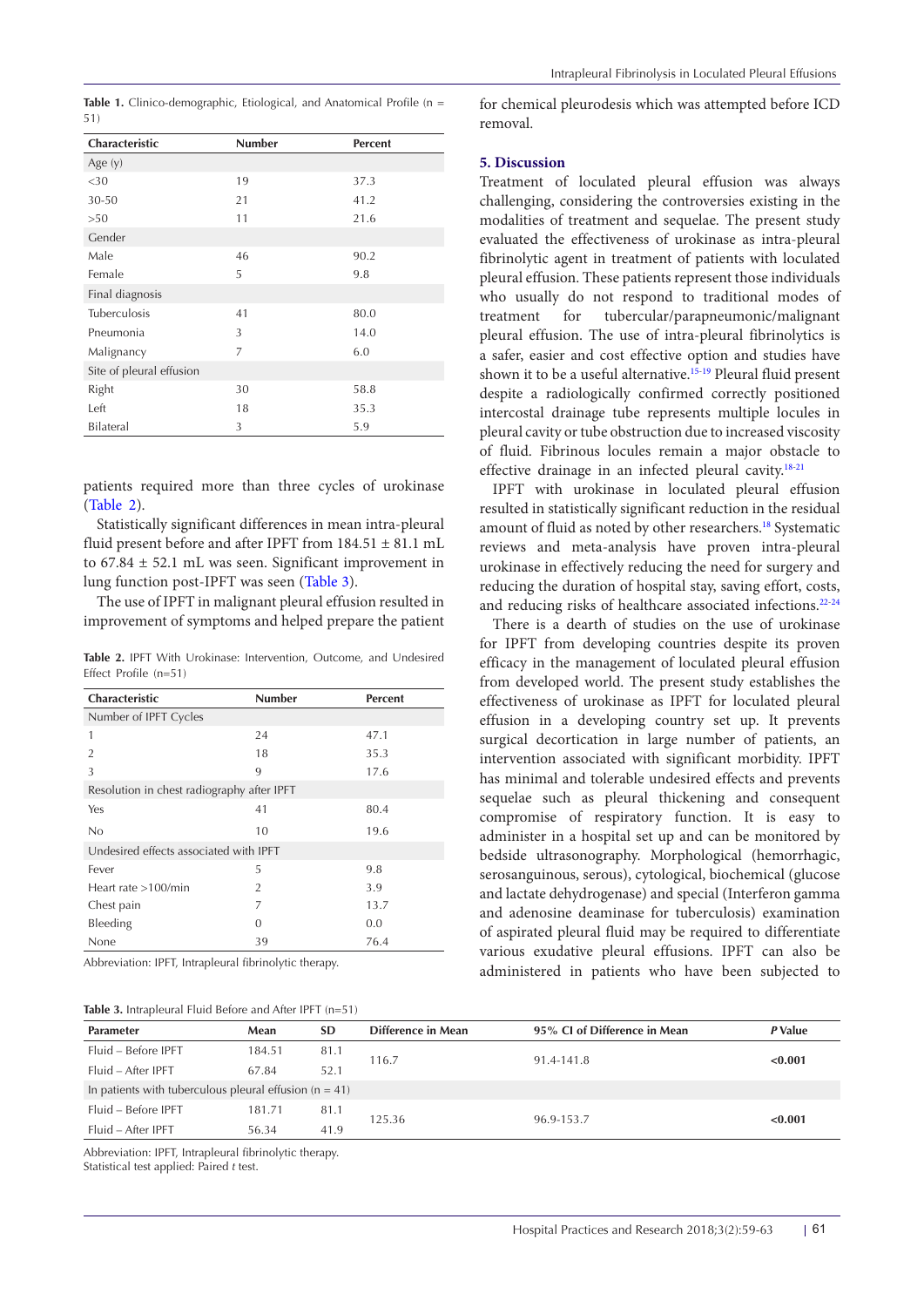**Table 1.** Clinico-demographic, Etiological, and Anatomical Profile (n = 51)

| Characteristic | Number | Percent |
|---|---|---|
| Age (y) | | |
| <30 | 19 | 37.3 |
| 30-50 | 21 | 41.2 |
| >50 | 11 | 21.6 |
| Gender | | |
| Male | 46 | 90.2 |
| Female | 5 | 9.8 |
| Final diagnosis | | |
| Tuberculosis | 41 | 80.0 |
| Pneumonia | 3 | 14.0 |
| Malignancy | 7 | 6.0 |
| Site of pleural effusion | | |
| Right | 30 | 58.8 |
| Left | 18 | 35.3 |
| Bilateral | 3 | 5.9 |

patients required more than three cycles of urokinase (Table 2).

Statistically significant differences in mean intra-pleural fluid present before and after IPFT from 184.51 ± 81.1 mL to 67.84 ± 52.1 mL was seen. Significant improvement in lung function post-IPFT was seen (Table 3).

The use of IPFT in malignant pleural effusion resulted in improvement of symptoms and helped prepare the patient for chemical pleurodesis which was attempted before ICD removal.

**Table 2.** IPFT With Urokinase: Intervention, Outcome, and Undesired Effect Profile (n=51)

| Characteristic | Number | Percent |
|---|---|---|
| Number of IPFT Cycles | | |
| 1 | 24 | 47.1 |
| 2 | 18 | 35.3 |
| 3 | 9 | 17.6 |
| Resolution in chest radiography after IPFT | | |
| Yes | 41 | 80.4 |
| No | 10 | 19.6 |
| Undesired effects associated with IPFT | | |
| Fever | 5 | 9.8 |
| Heart rate >100/min | 2 | 3.9 |
| Chest pain | 7 | 13.7 |
| Bleeding | 0 | 0.0 |
| None | 39 | 76.4 |

Abbreviation: IPFT, Intrapleural fibrinolytic therapy.

## 5. Discussion

Treatment of loculated pleural effusion was always challenging, considering the controversies existing in the modalities of treatment and sequelae. The present study evaluated the effectiveness of urokinase as intra-pleural fibrinolytic agent in treatment of patients with loculated pleural effusion. These patients represent those individuals who usually do not respond to traditional modes of treatment for tubercular/parapneumonic/malignant pleural effusion. The use of intra-pleural fibrinolytics is a safer, easier and cost effective option and studies have shown it to be a useful alternative.[15-19] Pleural fluid present despite a radiologically confirmed correctly positioned intercostal drainage tube represents multiple locules in pleural cavity or tube obstruction due to increased viscosity of fluid. Fibrinous locules remain a major obstacle to effective drainage in an infected pleural cavity.[18-21]

IPFT with urokinase in loculated pleural effusion resulted in statistically significant reduction in the residual amount of fluid as noted by other researchers.[18] Systematic reviews and meta-analysis have proven intra-pleural urokinase in effectively reducing the need for surgery and reducing the duration of hospital stay, saving effort, costs, and reducing risks of healthcare associated infections.[22-24]

There is a dearth of studies on the use of urokinase for IPFT from developing countries despite its proven efficacy in the management of loculated pleural effusion from developed world. The present study establishes the effectiveness of urokinase as IPFT for loculated pleural effusion in a developing country set up. It prevents surgical decortication in large number of patients, an intervention associated with significant morbidity. IPFT has minimal and tolerable undesired effects and prevents sequelae such as pleural thickening and consequent compromise of respiratory function. It is easy to administer in a hospital set up and can be monitored by bedside ultrasonography. Morphological (hemorrhagic, serosanguinous, serous), cytological, biochemical (glucose and lactate dehydrogenase) and special (Interferon gamma and adenosine deaminase for tuberculosis) examination of aspirated pleural fluid may be required to differentiate various exudative pleural effusions. IPFT can also be administered in patients who have been subjected to

**Table 3.** Intrapleural Fluid Before and After IPFT (n=51)

| Parameter | Mean | SD | Difference in Mean | 95% CI of Difference in Mean | *P* Value |
|---|---|---|---|---|---|
| Fluid – Before IPFT | 184.51 | 81.1 | 116.7 | 91.4-141.8 | **<0.001** |
| Fluid – After IPFT | 67.84 | 52.1 | | | |
| In patients with tuberculous pleural effusion (n = 41) | | | | | |
| Fluid – Before IPFT | 181.71 | 81.1 | 125.36 | 96.9-153.7 | **<0.001** |
| Fluid – After IPFT | 56.34 | 41.9 | | | |

Abbreviation: IPFT, Intrapleural fibrinolytic therapy.
Statistical test applied: Paired *t* test.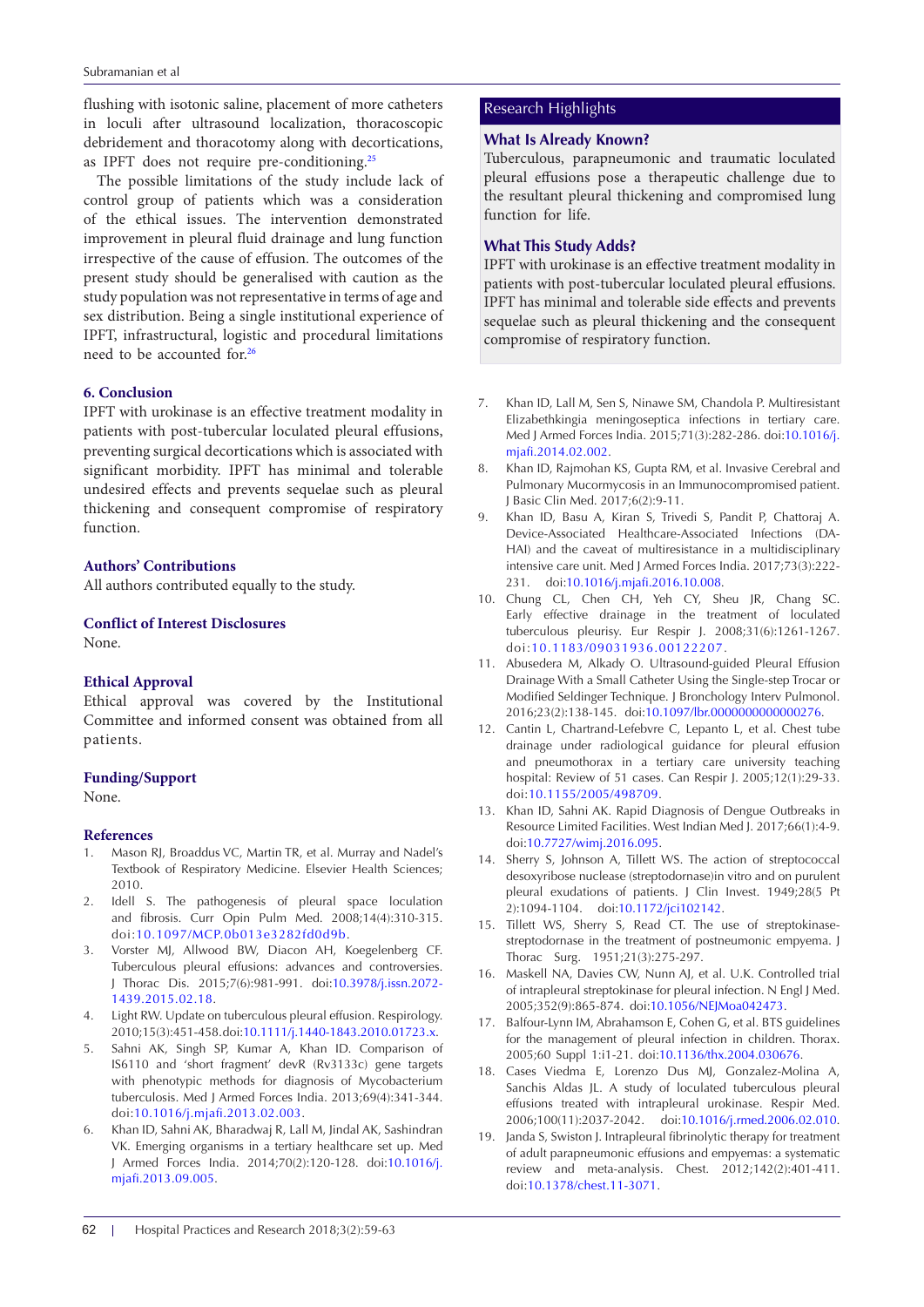flushing with isotonic saline, placement of more catheters in loculi after ultrasound localization, thoracoscopic debridement and thoracotomy along with decortications, as IPFT does not require pre-conditioning.[25]

The possible limitations of the study include lack of control group of patients which was a consideration of the ethical issues. The intervention demonstrated improvement in pleural fluid drainage and lung function irrespective of the cause of effusion. The outcomes of the present study should be generalised with caution as the study population was not representative in terms of age and sex distribution. Being a single institutional experience of IPFT, infrastructural, logistic and procedural limitations need to be accounted for.[26]

## 6. Conclusion

IPFT with urokinase is an effective treatment modality in patients with post-tubercular loculated pleural effusions, preventing surgical decortications which is associated with significant morbidity. IPFT has minimal and tolerable undesired effects and prevents sequelae such as pleural thickening and consequent compromise of respiratory function.

## Authors' Contributions

All authors contributed equally to the study.

## Conflict of Interest Disclosures

None.

## Ethical Approval

Ethical approval was covered by the Institutional Committee and informed consent was obtained from all patients.

## Funding/Support

None.

## Research Highlights

### What Is Already Known?

Tuberculous, parapneumonic and traumatic loculated pleural effusions pose a therapeutic challenge due to the resultant pleural thickening and compromised lung function for life.

### What This Study Adds?

IPFT with urokinase is an effective treatment modality in patients with post-tubercular loculated pleural effusions. IPFT has minimal and tolerable side effects and prevents sequelae such as pleural thickening and the consequent compromise of respiratory function.

## References

1. Mason RJ, Broaddus VC, Martin TR, et al. Murray and Nadel's Textbook of Respiratory Medicine. Elsevier Health Sciences; 2010.
2. Idell S. The pathogenesis of pleural space loculation and fibrosis. Curr Opin Pulm Med. 2008;14(4):310-315. doi:10.1097/MCP.0b013e3282fd0d9b.
3. Vorster MJ, Allwood BW, Diacon AH, Koegelenberg CF. Tuberculous pleural effusions: advances and controversies. J Thorac Dis. 2015;7(6):981-991. doi:10.3978/j.issn.2072-1439.2015.02.18.
4. Light RW. Update on tuberculous pleural effusion. Respirology. 2010;15(3):451-458.doi:10.1111/j.1440-1843.2010.01723.x.
5. Sahni AK, Singh SP, Kumar A, Khan ID. Comparison of IS6110 and 'short fragment' devR (Rv3133c) gene targets with phenotypic methods for diagnosis of Mycobacterium tuberculosis. Med J Armed Forces India. 2013;69(4):341-344. doi:10.1016/j.mjafi.2013.02.003.
6. Khan ID, Sahni AK, Bharadwaj R, Lall M, Jindal AK, Sashindran VK. Emerging organisms in a tertiary healthcare set up. Med J Armed Forces India. 2014;70(2):120-128. doi:10.1016/j.mjafi.2013.09.005.
7. Khan ID, Lall M, Sen S, Ninawe SM, Chandola P. Multiresistant Elizabethkingia meningoseptica infections in tertiary care. Med J Armed Forces India. 2015;71(3):282-286. doi:10.1016/j.mjafi.2014.02.002.
8. Khan ID, Rajmohan KS, Gupta RM, et al. Invasive Cerebral and Pulmonary Mucormycosis in an Immunocompromised patient. J Basic Clin Med. 2017;6(2):9-11.
9. Khan ID, Basu A, Kiran S, Trivedi S, Pandit P, Chattoraj A. Device-Associated Healthcare-Associated Infections (DA-HAI) and the caveat of multiresistance in a multidisciplinary intensive care unit. Med J Armed Forces India. 2017;73(3):222-231. doi:10.1016/j.mjafi.2016.10.008.
10. Chung CL, Chen CH, Yeh CY, Sheu JR, Chang SC. Early effective drainage in the treatment of loculated tuberculous pleurisy. Eur Respir J. 2008;31(6):1261-1267. doi:10.1183/09031936.00122207.
11. Abusedera M, Alkady O. Ultrasound-guided Pleural Effusion Drainage With a Small Catheter Using the Single-step Trocar or Modified Seldinger Technique. J Bronchology Interv Pulmonol. 2016;23(2):138-145. doi:10.1097/lbr.0000000000000276.
12. Cantin L, Chartrand-Lefebvre C, Lepanto L, et al. Chest tube drainage under radiological guidance for pleural effusion and pneumothorax in a tertiary care university teaching hospital: Review of 51 cases. Can Respir J. 2005;12(1):29-33. doi:10.1155/2005/498709.
13. Khan ID, Sahni AK. Rapid Diagnosis of Dengue Outbreaks in Resource Limited Facilities. West Indian Med J. 2017;66(1):4-9. doi:10.7727/wimj.2016.095.
14. Sherry S, Johnson A, Tillett WS. The action of streptococcal desoxyribose nuclease (streptodornase)in vitro and on purulent pleural exudations of patients. J Clin Invest. 1949;28(5 Pt 2):1094-1104. doi:10.1172/jci102142.
15. Tillett WS, Sherry S, Read CT. The use of streptokinase-streptodornase in the treatment of postneumonic empyema. J Thorac Surg. 1951;21(3):275-297.
16. Maskell NA, Davies CW, Nunn AJ, et al. U.K. Controlled trial of intrapleural streptokinase for pleural infection. N Engl J Med. 2005;352(9):865-874. doi:10.1056/NEJMoa042473.
17. Balfour-Lynn IM, Abrahamson E, Cohen G, et al. BTS guidelines for the management of pleural infection in children. Thorax. 2005;60 Suppl 1:i1-21. doi:10.1136/thx.2004.030676.
18. Cases Viedma E, Lorenzo Dus MJ, Gonzalez-Molina A, Sanchis Aldas JL. A study of loculated tuberculous pleural effusions treated with intrapleural urokinase. Respir Med. 2006;100(11):2037-2042. doi:10.1016/j.rmed.2006.02.010.
19. Janda S, Swiston J. Intrapleural fibrinolytic therapy for treatment of adult parapneumonic effusions and empyemas: a systematic review and meta-analysis. Chest. 2012;142(2):401-411. doi:10.1378/chest.11-3071.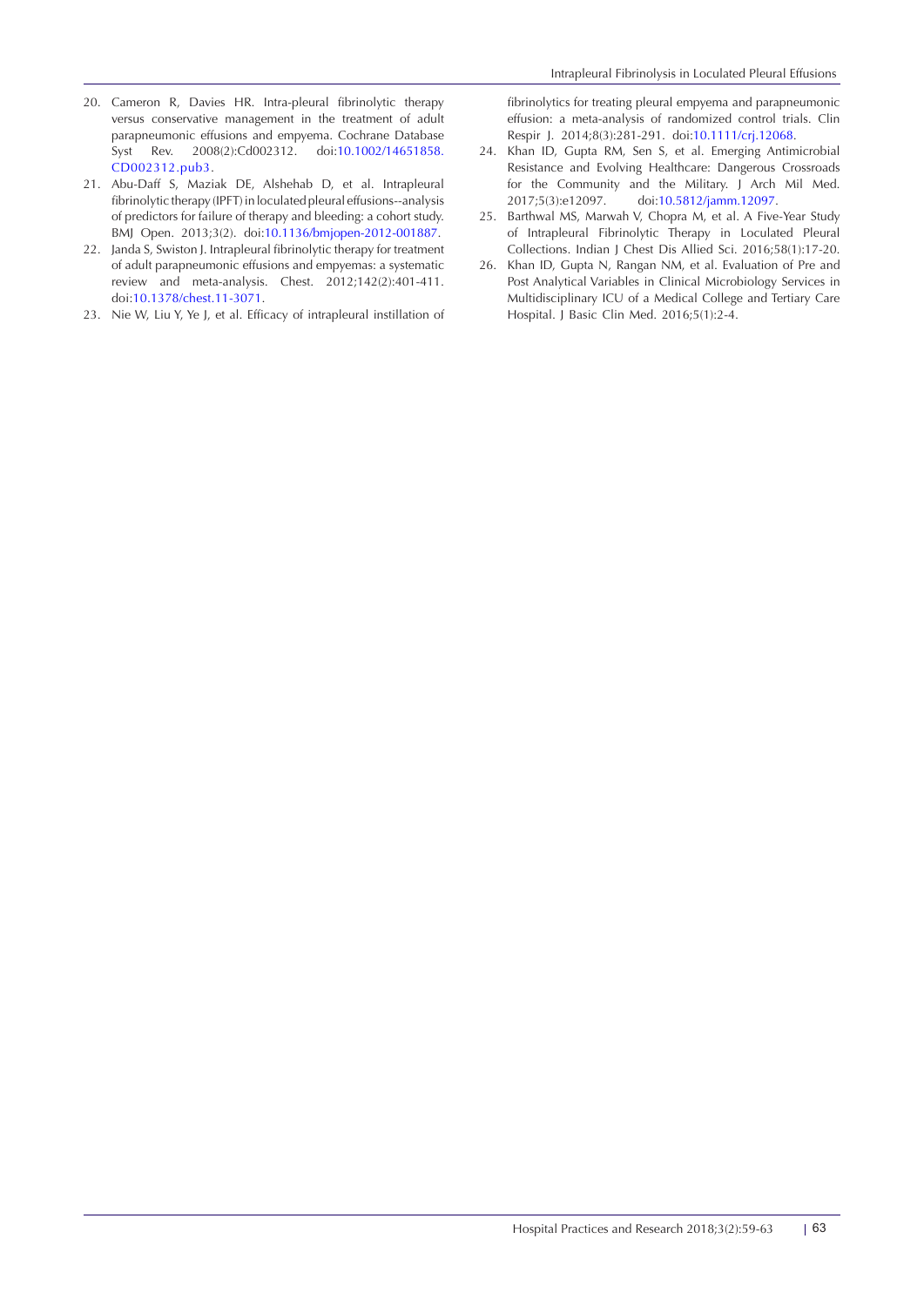20. Cameron R, Davies HR. Intra-pleural fibrinolytic therapy versus conservative management in the treatment of adult parapneumonic effusions and empyema. Cochrane Database Syst Rev. 2008(2):Cd002312. doi:10.1002/14651858.CD002312.pub3.
21. Abu-Daff S, Maziak DE, Alshehab D, et al. Intrapleural fibrinolytic therapy (IPFT) in loculated pleural effusions--analysis of predictors for failure of therapy and bleeding: a cohort study. BMJ Open. 2013;3(2). doi:10.1136/bmjopen-2012-001887.
22. Janda S, Swiston J. Intrapleural fibrinolytic therapy for treatment of adult parapneumonic effusions and empyemas: a systematic review and meta-analysis. Chest. 2012;142(2):401-411. doi:10.1378/chest.11-3071.
23. Nie W, Liu Y, Ye J, et al. Efficacy of intrapleural instillation of fibrinolytics for treating pleural empyema and parapneumonic effusion: a meta-analysis of randomized control trials. Clin Respir J. 2014;8(3):281-291. doi:10.1111/crj.12068.
24. Khan ID, Gupta RM, Sen S, et al. Emerging Antimicrobial Resistance and Evolving Healthcare: Dangerous Crossroads for the Community and the Military. J Arch Mil Med. 2017;5(3):e12097. doi:10.5812/jamm.12097.
25. Barthwal MS, Marwah V, Chopra M, et al. A Five-Year Study of Intrapleural Fibrinolytic Therapy in Loculated Pleural Collections. Indian J Chest Dis Allied Sci. 2016;58(1):17-20.
26. Khan ID, Gupta N, Rangan NM, et al. Evaluation of Pre and Post Analytical Variables in Clinical Microbiology Services in Multidisciplinary ICU of a Medical College and Tertiary Care Hospital. J Basic Clin Med. 2016;5(1):2-4.